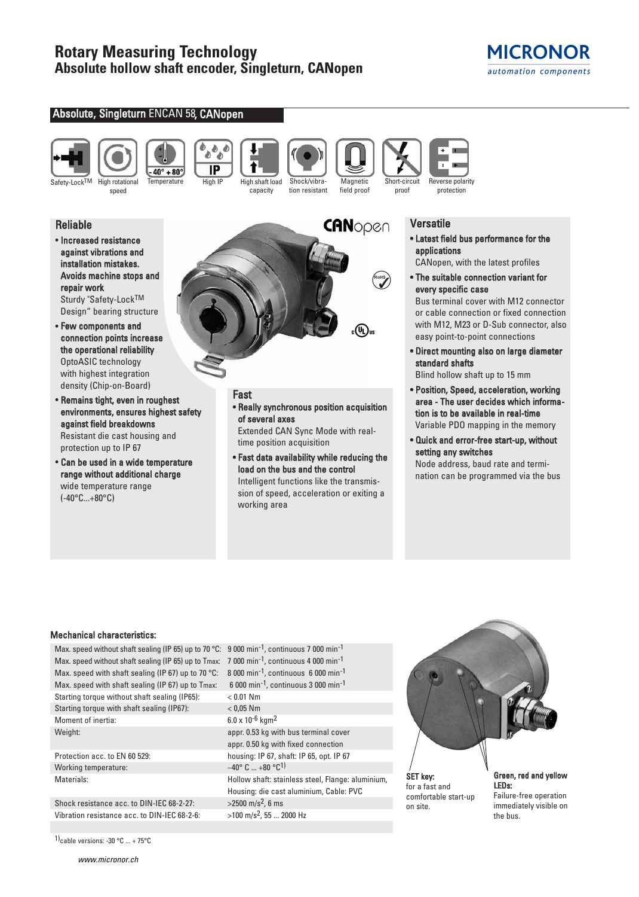# Rotary Measuring Technology
## Absolute hollow shaft encoder, Singleturn, CANopen

MICRONOR
automation components

## Absolute, Singleturn ENCAN 58, CANopen

Safety-Lock™ | High rotational speed | Temperature | High IP | High shaft load capacity | Shock/vibration resistant | Magnetic field proof | Short-circuit proof | Reverse polarity protection

### Reliable

- **Increased resistance against vibrations and installation mistakes. Avoids machine stops and repair work**
  Sturdy "Safety-Lock™ Design" bearing structure
- **Few components and connection points increase the operational reliability**
  OptoASIC technology with highest integration density (Chip-on-Board)
- **Remains tight, even in roughest environments, ensures highest safety against field breakdowns**
  Resistant die cast housing and protection up to IP 67
- **Can be used in a wide temperature range without additional charge**
  wide temperature range (-40°C...+80°C)

### Fast

- **Really synchronous position acquisition of several axes**
  Extended CAN Sync Mode with real-time position acquisition
- **Fast data availability while reducing the load on the bus and the control**
  Intelligent functions like the transmission of speed, acceleration or exiting a working area

### Versatile

- **Latest field bus performance for the applications**
  CANopen, with the latest profiles
- **The suitable connection variant for every specific case**
  Bus terminal cover with M12 connector or cable connection or fixed connection with M12, M23 or D-Sub connector, also easy point-to-point connections
- **Direct mounting also on large diameter standard shafts**
  Blind hollow shaft up to 15 mm
- **Position, Speed, acceleration, working area - The user decides which information is to be available in real-time**
  Variable PDO mapping in the memory
- **Quick and error-free start-up, without setting any switches**
  Node address, baud rate and termination can be programmed via the bus

### Mechanical characteristics:

| | |
|---|---|
| Max. speed without shaft sealing (IP 65) up to 70 °C: | 9 000 $min^{-1}$, continuous 7 000 $min^{-1}$ |
| Max. speed without shaft sealing (IP 65) up to Tmax: | 7 000 $min^{-1}$, continuous 4 000 $min^{-1}$ |
| Max. speed with shaft sealing (IP 67) up to 70 °C: | 8 000 $min^{-1}$, continuous 6 000 $min^{-1}$ |
| Max. speed with shaft sealing (IP 67) up to Tmax: | 6 000 $min^{-1}$, continuous 3 000 $min^{-1}$ |
| Starting torque without shaft sealing (IP65): | < 0.01 Nm |
| Starting torque with shaft sealing (IP67): | < 0,05 Nm |
| Moment of inertia: | 6.0 x $10^{-6}$ $kgm^2$ |
| Weight: | appr. 0.53 kg with bus terminal cover<br>appr. 0.50 kg with fixed connection |
| Protection acc. to EN 60 529: | housing: IP 67, shaft: IP 65, opt. IP 67 |
| Working temperature: | –40° C ... +80 °C[1)] |
| Materials: | Hollow shaft: stainless steel, Flange: aluminium,<br>Housing: die cast aluminium, Cable: PVC |
| Shock resistance acc. to DIN-IEC 68-2-27: | >2500 $m/s^2$, 6 ms |
| Vibration resistance acc. to DIN-IEC 68-2-6: | >100 $m/s^2$, 55 ... 2000 Hz |

[1)] cable versions: -30 °C ... + 75°C

**SET key:** for a fast and comfortable start-up on site.

**Green, red and yellow LEDs:** Failure-free operation immediately visible on the bus.

www.micronor.ch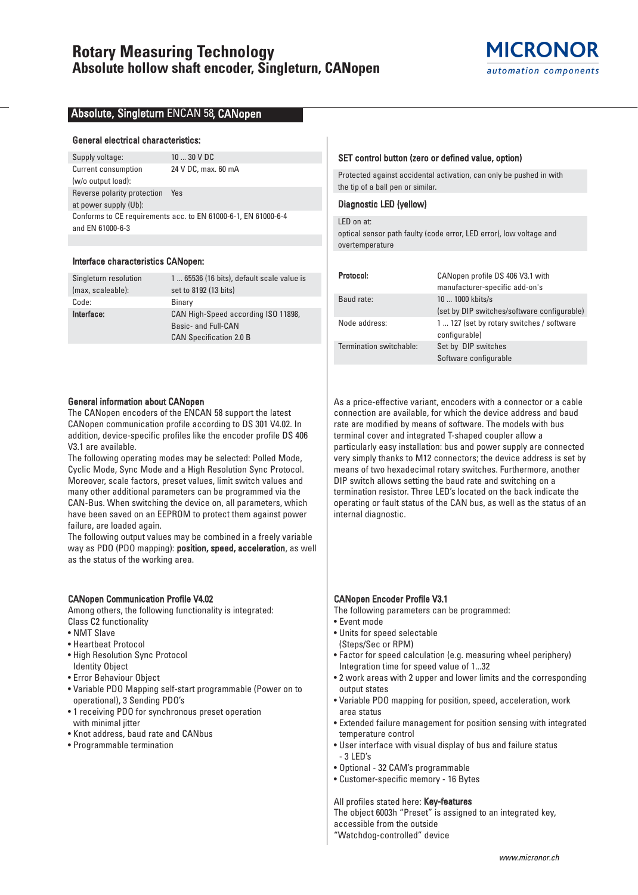# Rotary Measuring Technology
## Absolute hollow shaft encoder, Singleturn, CANopen

## Absolute, Singleturn ENCAN 58, CANopen

### General electrical characteristics:

| | |
|---|---|
| Supply voltage: | 10 ... 30 V DC |
| Current consumption (w/o output load): | 24 V DC, max. 60 mA |
| Reverse polarity protection at power supply (Ub): | Yes |
| Conforms to CE requirements acc. to EN 61000-6-1, EN 61000-6-4 and EN 61000-6-3 | |

### Interface characteristics CANopen:

| | |
|---|---|
| Singleturn resolution (max, scaleable): | 1 ... 65536 (16 bits), default scale value is set to 8192 (13 bits) |
| Code: | Binary |
| **Interface:** | CAN High-Speed according ISO 11898, Basic- and Full-CAN<br>CAN Specification 2.0 B |

### SET control button (zero or defined value, option)

Protected against accidental activation, can only be pushed in with the tip of a ball pen or similar.

### Diagnostic LED (yellow)

LED on at:
optical sensor path faulty (code error, LED error), low voltage and overtemperature

| | |
|---|---|
| **Protocol:** | CANopen profile DS 406 V3.1 with manufacturer-specific add-on's |
| Baud rate: | 10 ... 1000 kbits/s<br>(set by DIP switches/software configurable) |
| Node address: | 1 ... 127 (set by rotary switches / software configurable) |
| Termination switchable: | Set by DIP switches<br>Software configurable |

### General information about CANopen

The CANopen encoders of the ENCAN 58 support the latest CANopen communication profile according to DS 301 V4.02. In addition, device-specific profiles like the encoder profile DS 406 V3.1 are available.
The following operating modes may be selected: Polled Mode, Cyclic Mode, Sync Mode and a High Resolution Sync Protocol. Moreover, scale factors, preset values, limit switch values and many other additional parameters can be programmed via the CAN-Bus. When switching the device on, all parameters, which have been saved on an EEPROM to protect them against power failure, are loaded again.
The following output values may be combined in a freely variable way as PDO (PDO mapping): **position, speed, acceleration**, as well as the status of the working area.

As a price-effective variant, encoders with a connector or a cable connection are available, for which the device address and baud rate are modified by means of software. The models with bus terminal cover and integrated T-shaped coupler allow a particularly easy installation: bus and power supply are connected very simply thanks to M12 connectors; the device address is set by means of two hexadecimal rotary switches. Furthermore, another DIP switch allows setting the baud rate and switching on a termination resistor. Three LED's located on the back indicate the operating or fault status of the CAN bus, as well as the status of an internal diagnostic.

### CANopen Communication Profile V4.02

Among others, the following functionality is integrated:
Class C2 functionality
- NMT Slave
- Heartbeat Protocol
- High Resolution Sync Protocol
  Identity Object
- Error Behaviour Object
- Variable PDO Mapping self-start programmable (Power on to operational), 3 Sending PDO's
- 1 receiving PDO for synchronous preset operation with minimal jitter
- Knot address, baud rate and CANbus
- Programmable termination

### CANopen Encoder Profile V3.1

The following parameters can be programmed:
- Event mode
- Units for speed selectable (Steps/Sec or RPM)
- Factor for speed calculation (e.g. measuring wheel periphery) Integration time for speed value of 1...32
- 2 work areas with 2 upper and lower limits and the corresponding output states
- Variable PDO mapping for position, speed, acceleration, work area status
- Extended failure management for position sensing with integrated temperature control
- User interface with visual display of bus and failure status - 3 LED's
- Optional - 32 CAM's programmable
- Customer-specific memory - 16 Bytes

All profiles stated here: **Key-features**
The object 6003h "Preset" is assigned to an integrated key, accessible from the outside
"Watchdog-controlled" device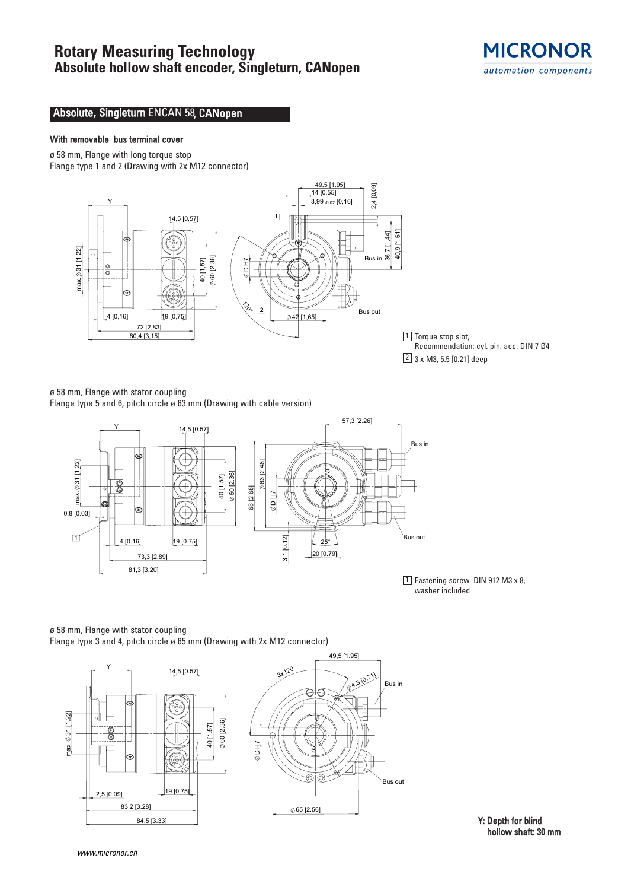## Absolute, Singleturn ENCAN 58, CANopen

### With removable bus terminal cover

ø 58 mm, Flange with long torque stop
Flange type 1 and 2 (Drawing with 2x M12 connector)

1 Torque stop slot,
Recommendation: cyl. pin. acc. DIN 7 Ø4

2 3 x M3, 5.5 [0.21] deep

ø 58 mm, Flange with stator coupling
Flange type 5 and 6, pitch circle ø 63 mm (Drawing with cable version)

1 Fastening screw DIN 912 M3 x 8,
washer included

ø 58 mm, Flange with stator coupling
Flange type 3 and 4, pitch circle ø 65 mm (Drawing with 2x M12 connector)

**Y: Depth for blind hollow shaft: 30 mm**

www.micronor.ch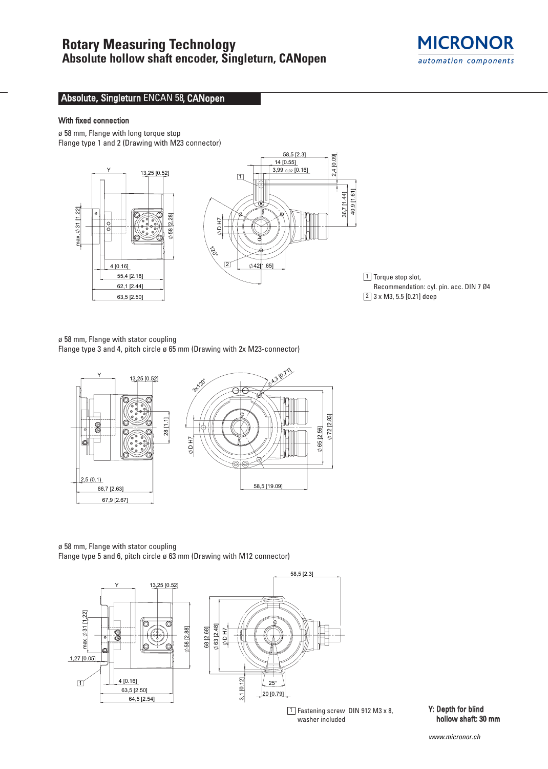# Rotary Measuring Technology
## Absolute hollow shaft encoder, Singleturn, CANopen

### Absolute, Singleturn ENCAN 58, CANopen

**With fixed connection**

ø 58 mm, Flange with long torque stop
Flange type 1 and 2 (Drawing with M23 connector)

1 Torque stop slot,
Recommendation: cyl. pin. acc. DIN 7 Ø4
2 3 x M3, 5.5 [0.21] deep

ø 58 mm, Flange with stator coupling
Flange type 3 and 4, pitch circle ø 65 mm (Drawing with 2x M23-connector)

ø 58 mm, Flange with stator coupling
Flange type 5 and 6, pitch circle ø 63 mm (Drawing with M12 connector)

1 Fastening screw DIN 912 M3 x 8,
washer included

**Y: Depth for blind hollow shaft: 30 mm**

www.micronor.ch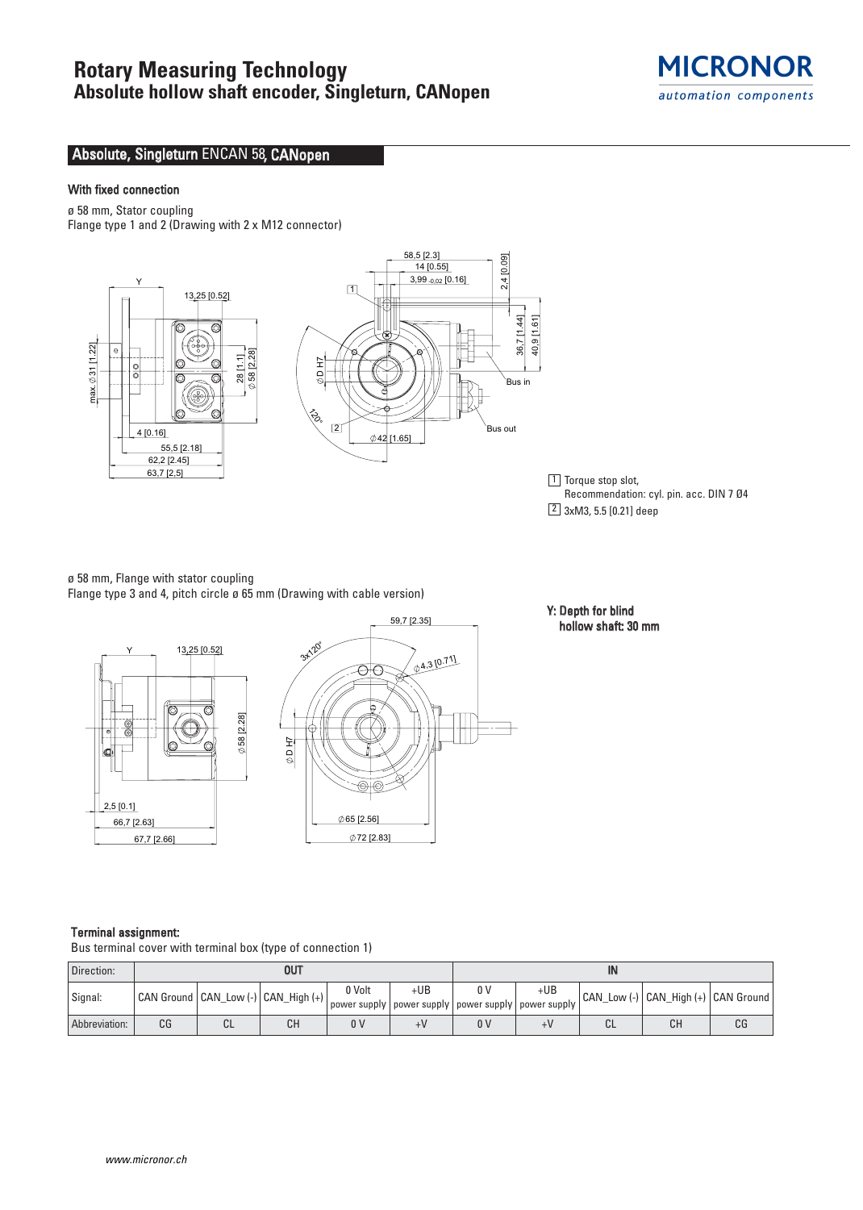# Rotary Measuring Technology
## Absolute hollow shaft encoder, Singleturn, CANopen

## Absolute, Singleturn ENCAN 58, CANopen

### With fixed connection

ø 58 mm, Stator coupling
Flange type 1 and 2 (Drawing with 2 x M12 connector)

1 Torque stop slot,
Recommendation: cyl. pin. acc. DIN 7 Ø4

2 3xM3, 5.5 [0.21] deep

ø 58 mm, Flange with stator coupling
Flange type 3 and 4, pitch circle ø 65 mm (Drawing with cable version)

**Y: Depth for blind hollow shaft: 30 mm**

**Terminal assignment:**
Bus terminal cover with terminal box (type of connection 1)

| Direction: | OUT | | | | | IN | | | | |
|---|---|---|---|---|---|---|---|---|---|---|
| Signal: | CAN Ground | CAN_Low (-) | CAN_High (+) | 0 Volt power supply | +UB power supply | 0 V power supply | +UB power supply | CAN_Low (-) | CAN_High (+) | CAN Ground |
| Abbreviation: | CG | CL | CH | 0 V | +V | 0 V | +V | CL | CH | CG |

www.micronor.ch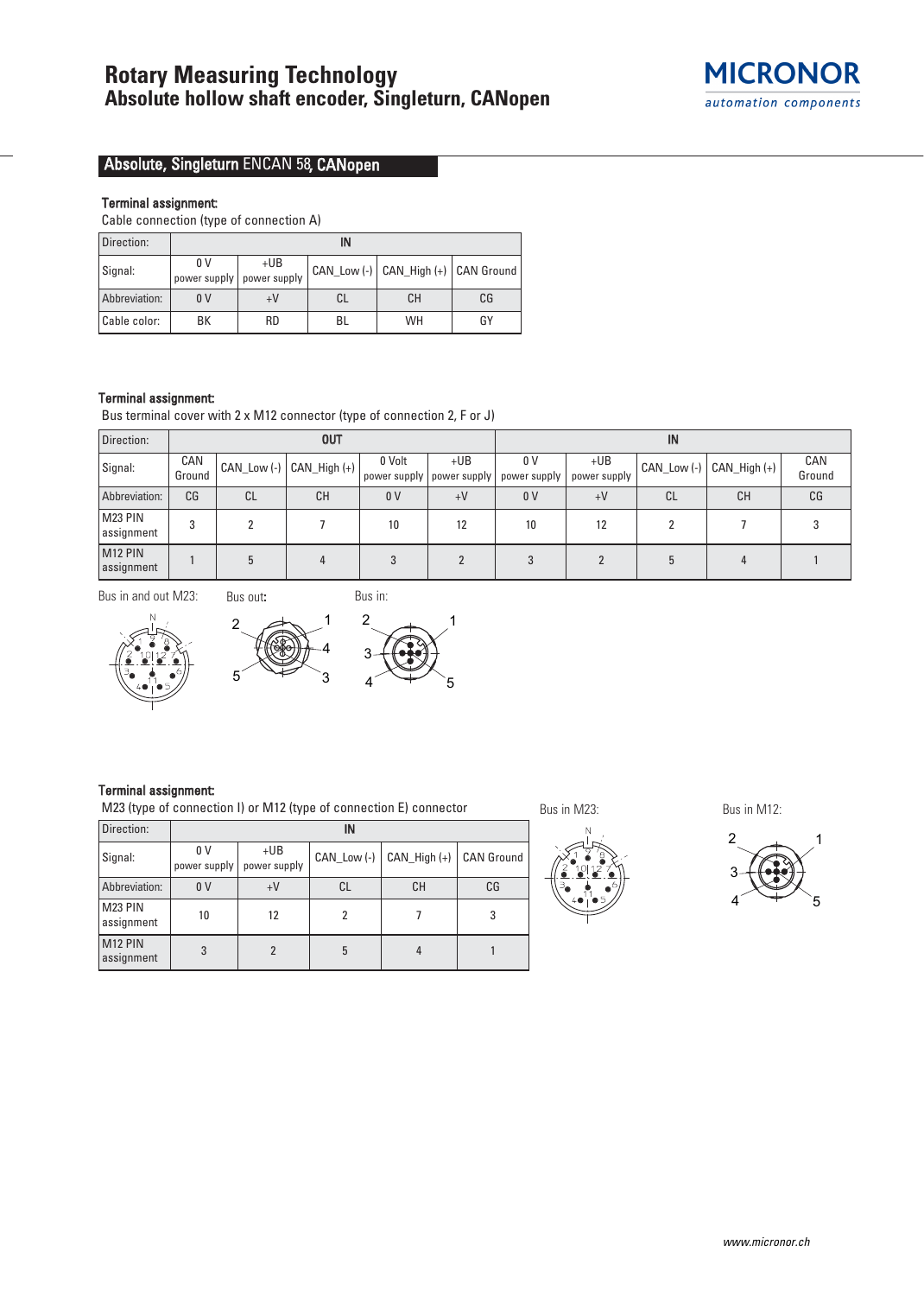# Rotary Measuring Technology
## Absolute hollow shaft encoder, Singleturn, CANopen

MICRONOR
automation components

### Absolute, Singleturn ENCAN 58, CANopen

**Terminal assignment:**

Cable connection (type of connection A)

| Direction: | IN | | | | |
|---|---|---|---|---|---|
| Signal: | 0 V power supply | +UB power supply | CAN_Low (-) | CAN_High (+) | CAN Ground |
| Abbreviation: | 0 V | +V | CL | CH | CG |
| Cable color: | BK | RD | BL | WH | GY |

**Terminal assignment:**

Bus terminal cover with 2 x M12 connector (type of connection 2, F or J)

| Direction: | OUT | | | | | IN | | | | |
|---|---|---|---|---|---|---|---|---|---|---|
| Signal: | CAN Ground | CAN_Low (-) | CAN_High (+) | 0 Volt power supply | +UB power supply | 0 V power supply | +UB power supply | CAN_Low (-) | CAN_High (+) | CAN Ground |
| Abbreviation: | CG | CL | CH | 0 V | +V | 0 V | +V | CL | CH | CG |
| M23 PIN assignment | 3 | 2 | 7 | 10 | 12 | 10 | 12 | 2 | 7 | 3 |
| M12 PIN assignment | 1 | 5 | 4 | 3 | 2 | 3 | 2 | 5 | 4 | 1 |

Bus in and out M23: Bus out: Bus in:

**Terminal assignment:**

M23 (type of connection I) or M12 (type of connection E) connector

| Direction: | IN | | | | |
|---|---|---|---|---|---|
| Signal: | 0 V power supply | +UB power supply | CAN_Low (-) | CAN_High (+) | CAN Ground |
| Abbreviation: | 0 V | +V | CL | CH | CG |
| M23 PIN assignment | 10 | 12 | 2 | 7 | 3 |
| M12 PIN assignment | 3 | 2 | 5 | 4 | 1 |

Bus in M23: Bus in M12:

www.micronor.ch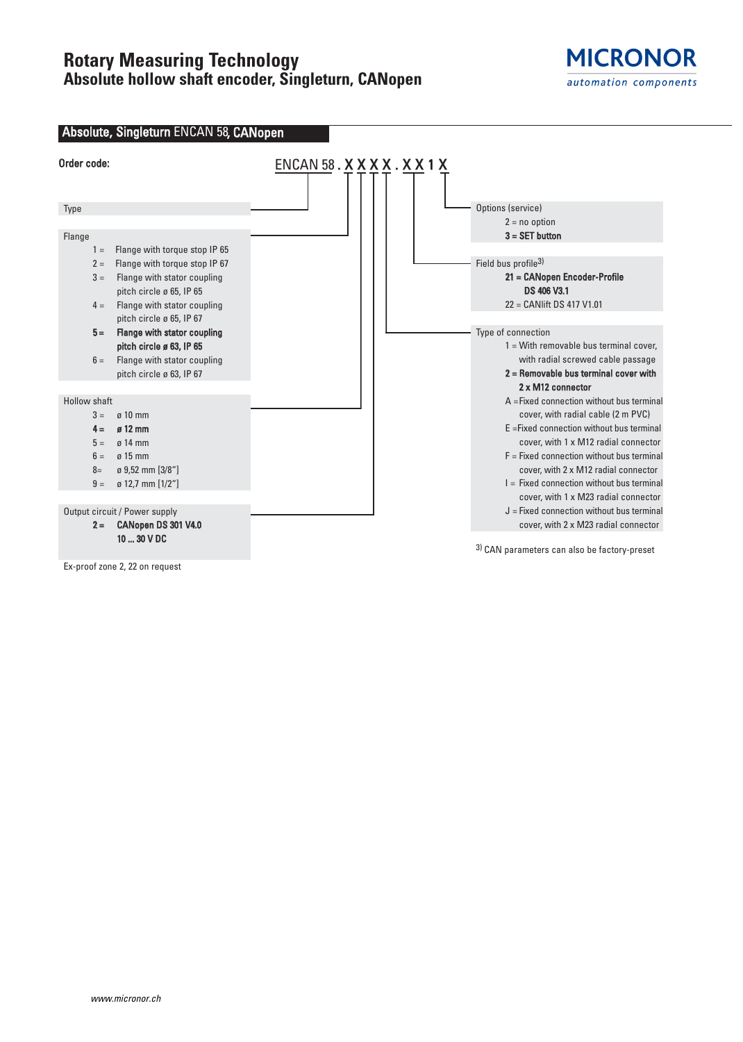# Rotary Measuring Technology
## Absolute hollow shaft encoder, Singleturn, CANopen

MICRONOR
*automation components*

### Absolute, Singleturn ENCAN 58, CANopen

**Order code:** ENCAN 58 . X X X X . X X 1 X

**Type**

**Flange**
- 1 = Flange with torque stop IP 65
- 2 = Flange with torque stop IP 67
- 3 = Flange with stator coupling pitch circle ø 65, IP 65
- 4 = Flange with stator coupling pitch circle ø 65, IP 67
- **5 = Flange with stator coupling pitch circle ø 63, IP 65**
- 6 = Flange with stator coupling pitch circle ø 63, IP 67

**Hollow shaft**
- 3 = ø 10 mm
- **4 = ø 12 mm**
- 5 = ø 14 mm
- 6 = ø 15 mm
- 8= ø 9,52 mm [3/8"]
- 9 = ø 12,7 mm [1/2"]

**Output circuit / Power supply**
- **2 = CANopen DS 301 V4.0 10 ... 30 V DC**

Ex-proof zone 2, 22 on request

**Options (service)**
- 2 = no option
- **3 = SET button**

**Field bus profile**[3)]
- **21 = CANopen Encoder-Profile DS 406 V3.1**
- 22 = CANlift DS 417 V1.01

**Type of connection**
- 1 = With removable bus terminal cover, with radial screwed cable passage
- **2 = Removable bus terminal cover with 2 x M12 connector**
- A =Fixed connection without bus terminal cover, with radial cable (2 m PVC)
- E =Fixed connection without bus terminal cover, with 1 x M12 radial connector
- F = Fixed connection without bus terminal cover, with 2 x M12 radial connector
- I = Fixed connection without bus terminal cover, with 1 x M23 radial connector
- J = Fixed connection without bus terminal cover, with 2 x M23 radial connector

[3)] CAN parameters can also be factory-preset

www.micronor.ch